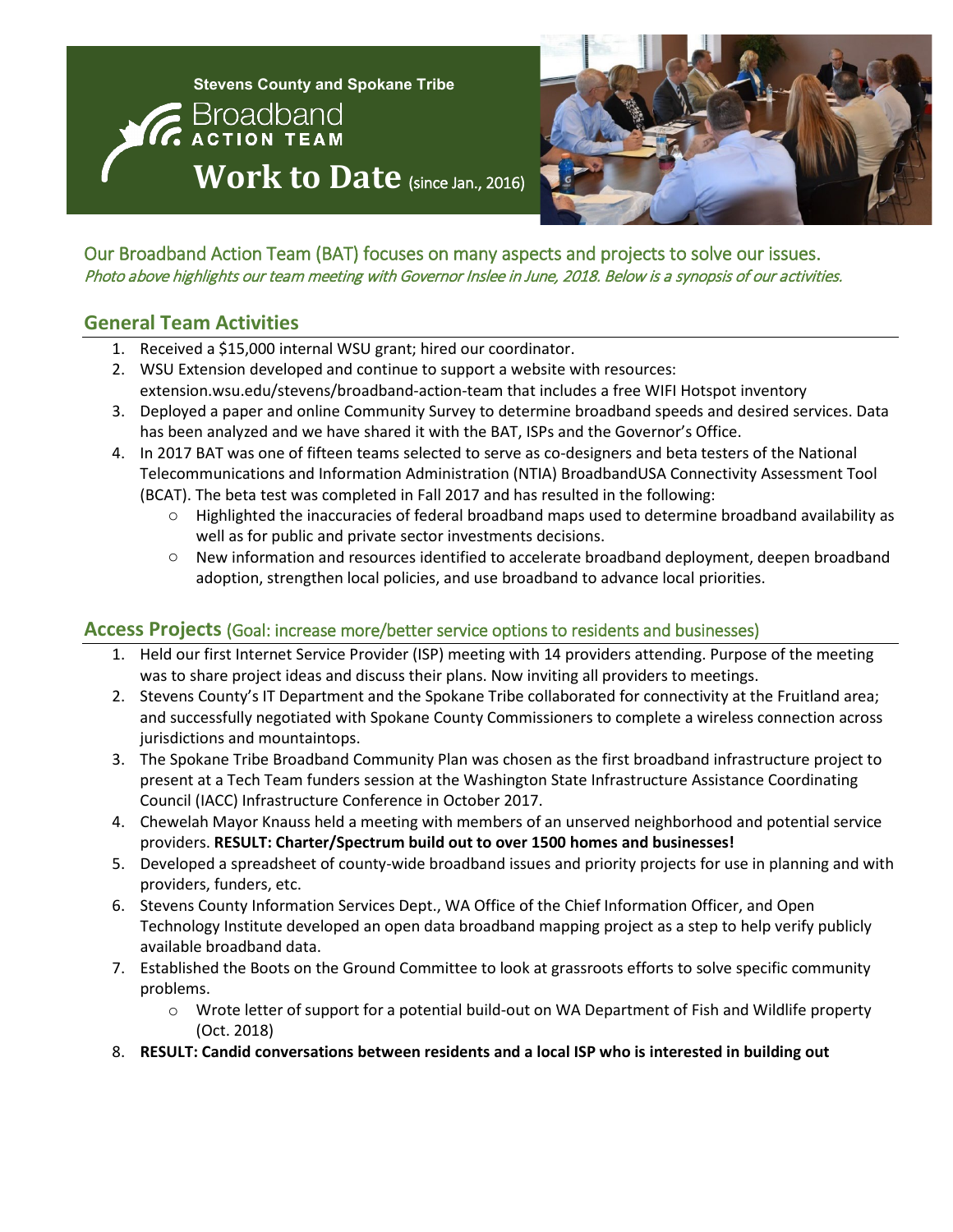Stevens County and Spokane Tribe

# Broadband ACTION TEAM

# Work to Date (since Jan., 2016)

Our Broadband Action Team (BAT) focuses on many aspects and projects to solve our issues.

*Photo above highlights our team meeting with Governor Inslee in June, 2018. Below is a synopsis of our activities.*

## General Team Activities

1. Received a $15,000 internal WSU grant; hired our coordinator.
2. WSU Extension developed and continue to support a website with resources: extension.wsu.edu/stevens/broadband-action-team that includes a free WIFI Hotspot inventory
3. Deployed a paper and online Community Survey to determine broadband speeds and desired services. Data has been analyzed and we have shared it with the BAT, ISPs and the Governor's Office.
4. In 2017 BAT was one of fifteen teams selected to serve as co-designers and beta testers of the National Telecommunications and Information Administration (NTIA) BroadbandUSA Connectivity Assessment Tool (BCAT). The beta test was completed in Fall 2017 and has resulted in the following:
   - Highlighted the inaccuracies of federal broadband maps used to determine broadband availability as well as for public and private sector investments decisions.
   - New information and resources identified to accelerate broadband deployment, deepen broadband adoption, strengthen local policies, and use broadband to advance local priorities.

## Access Projects (Goal: increase more/better service options to residents and businesses)

1. Held our first Internet Service Provider (ISP) meeting with 14 providers attending. Purpose of the meeting was to share project ideas and discuss their plans. Now inviting all providers to meetings.
2. Stevens County's IT Department and the Spokane Tribe collaborated for connectivity at the Fruitland area; and successfully negotiated with Spokane County Commissioners to complete a wireless connection across jurisdictions and mountaintops.
3. The Spokane Tribe Broadband Community Plan was chosen as the first broadband infrastructure project to present at a Tech Team funders session at the Washington State Infrastructure Assistance Coordinating Council (IACC) Infrastructure Conference in October 2017.
4. Chewelah Mayor Knauss held a meeting with members of an unserved neighborhood and potential service providers. **RESULT: Charter/Spectrum build out to over 1500 homes and businesses!**
5. Developed a spreadsheet of county-wide broadband issues and priority projects for use in planning and with providers, funders, etc.
6. Stevens County Information Services Dept., WA Office of the Chief Information Officer, and Open Technology Institute developed an open data broadband mapping project as a step to help verify publicly available broadband data.
7. Established the Boots on the Ground Committee to look at grassroots efforts to solve specific community problems.
   - Wrote letter of support for a potential build-out on WA Department of Fish and Wildlife property (Oct. 2018)
8. **RESULT: Candid conversations between residents and a local ISP who is interested in building out**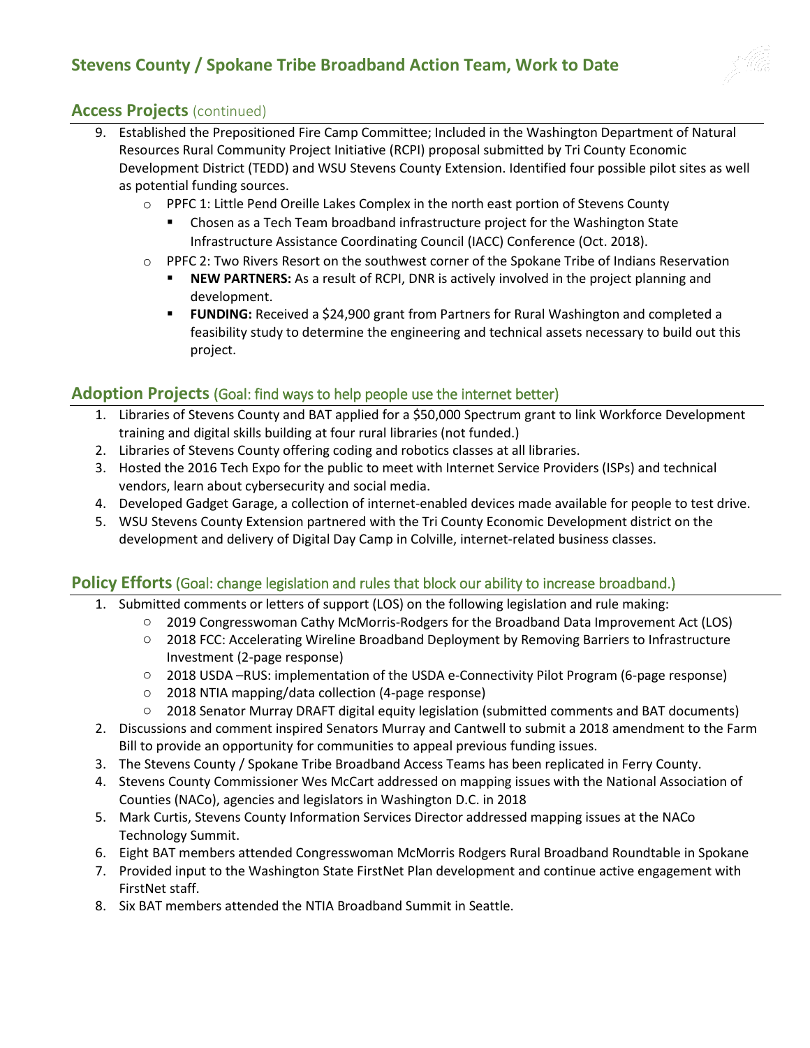## Stevens County / Spokane Tribe Broadband Action Team, Work to Date

### Access Projects (continued)

9. Established the Prepositioned Fire Camp Committee; Included in the Washington Department of Natural Resources Rural Community Project Initiative (RCPI) proposal submitted by Tri County Economic Development District (TEDD) and WSU Stevens County Extension. Identified four possible pilot sites as well as potential funding sources.
    - PPFC 1: Little Pend Oreille Lakes Complex in the north east portion of Stevens County
        - Chosen as a Tech Team broadband infrastructure project for the Washington State Infrastructure Assistance Coordinating Council (IACC) Conference (Oct. 2018).
    - PPFC 2: Two Rivers Resort on the southwest corner of the Spokane Tribe of Indians Reservation
        - **NEW PARTNERS:** As a result of RCPI, DNR is actively involved in the project planning and development.
        - **FUNDING:** Received a $24,900 grant from Partners for Rural Washington and completed a feasibility study to determine the engineering and technical assets necessary to build out this project.

### Adoption Projects (Goal: find ways to help people use the internet better)

1. Libraries of Stevens County and BAT applied for a $50,000 Spectrum grant to link Workforce Development training and digital skills building at four rural libraries (not funded.)
2. Libraries of Stevens County offering coding and robotics classes at all libraries.
3. Hosted the 2016 Tech Expo for the public to meet with Internet Service Providers (ISPs) and technical vendors, learn about cybersecurity and social media.
4. Developed Gadget Garage, a collection of internet-enabled devices made available for people to test drive.
5. WSU Stevens County Extension partnered with the Tri County Economic Development district on the development and delivery of Digital Day Camp in Colville, internet-related business classes.

### Policy Efforts (Goal: change legislation and rules that block our ability to increase broadband.)

1. Submitted comments or letters of support (LOS) on the following legislation and rule making:
    - 2019 Congresswoman Cathy McMorris-Rodgers for the Broadband Data Improvement Act (LOS)
    - 2018 FCC: Accelerating Wireline Broadband Deployment by Removing Barriers to Infrastructure Investment (2-page response)
    - 2018 USDA –RUS: implementation of the USDA e-Connectivity Pilot Program (6-page response)
    - 2018 NTIA mapping/data collection (4-page response)
    - 2018 Senator Murray DRAFT digital equity legislation (submitted comments and BAT documents)
2. Discussions and comment inspired Senators Murray and Cantwell to submit a 2018 amendment to the Farm Bill to provide an opportunity for communities to appeal previous funding issues.
3. The Stevens County / Spokane Tribe Broadband Access Teams has been replicated in Ferry County.
4. Stevens County Commissioner Wes McCart addressed on mapping issues with the National Association of Counties (NACo), agencies and legislators in Washington D.C. in 2018
5. Mark Curtis, Stevens County Information Services Director addressed mapping issues at the NACo Technology Summit.
6. Eight BAT members attended Congresswoman McMorris Rodgers Rural Broadband Roundtable in Spokane
7. Provided input to the Washington State FirstNet Plan development and continue active engagement with FirstNet staff.
8. Six BAT members attended the NTIA Broadband Summit in Seattle.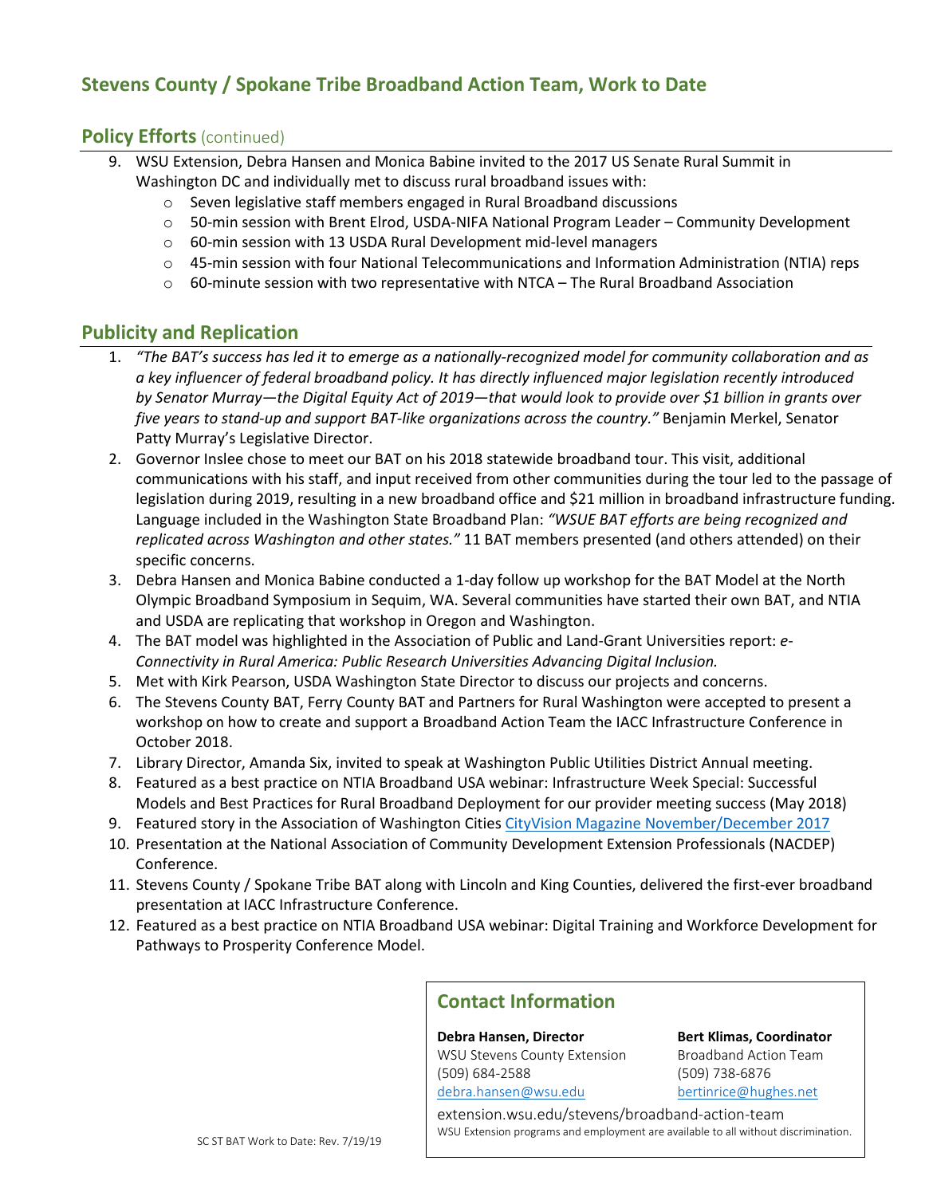## Stevens County / Spokane Tribe Broadband Action Team, Work to Date

### Policy Efforts (continued)

9. WSU Extension, Debra Hansen and Monica Babine invited to the 2017 US Senate Rural Summit in Washington DC and individually met to discuss rural broadband issues with:
   - Seven legislative staff members engaged in Rural Broadband discussions
   - 50-min session with Brent Elrod, USDA-NIFA National Program Leader – Community Development
   - 60-min session with 13 USDA Rural Development mid-level managers
   - 45-min session with four National Telecommunications and Information Administration (NTIA) reps
   - 60-minute session with two representative with NTCA – The Rural Broadband Association

### Publicity and Replication

1. *"The BAT's success has led it to emerge as a nationally-recognized model for community collaboration and as a key influencer of federal broadband policy. It has directly influenced major legislation recently introduced by Senator Murray—the Digital Equity Act of 2019—that would look to provide over $1 billion in grants over five years to stand-up and support BAT-like organizations across the country."* Benjamin Merkel, Senator Patty Murray's Legislative Director.
2. Governor Inslee chose to meet our BAT on his 2018 statewide broadband tour. This visit, additional communications with his staff, and input received from other communities during the tour led to the passage of legislation during 2019, resulting in a new broadband office and $21 million in broadband infrastructure funding. Language included in the Washington State Broadband Plan: *"WSUE BAT efforts are being recognized and replicated across Washington and other states."* 11 BAT members presented (and others attended) on their specific concerns.
3. Debra Hansen and Monica Babine conducted a 1-day follow up workshop for the BAT Model at the North Olympic Broadband Symposium in Sequim, WA. Several communities have started their own BAT, and NTIA and USDA are replicating that workshop in Oregon and Washington.
4. The BAT model was highlighted in the Association of Public and Land-Grant Universities report: *e-Connectivity in Rural America: Public Research Universities Advancing Digital Inclusion.*
5. Met with Kirk Pearson, USDA Washington State Director to discuss our projects and concerns.
6. The Stevens County BAT, Ferry County BAT and Partners for Rural Washington were accepted to present a workshop on how to create and support a Broadband Action Team the IACC Infrastructure Conference in October 2018.
7. Library Director, Amanda Six, invited to speak at Washington Public Utilities District Annual meeting.
8. Featured as a best practice on NTIA Broadband USA webinar: Infrastructure Week Special: Successful Models and Best Practices for Rural Broadband Deployment for our provider meeting success (May 2018)
9. Featured story in the Association of Washington Cities CityVision Magazine November/December 2017
10. Presentation at the National Association of Community Development Extension Professionals (NACDEP) Conference.
11. Stevens County / Spokane Tribe BAT along with Lincoln and King Counties, delivered the first-ever broadband presentation at IACC Infrastructure Conference.
12. Featured as a best practice on NTIA Broadband USA webinar: Digital Training and Workforce Development for Pathways to Prosperity Conference Model.

### Contact Information

**Debra Hansen, Director**
WSU Stevens County Extension
(509) 684-2588
debra.hansen@wsu.edu

**Bert Klimas, Coordinator**
Broadband Action Team
(509) 738-6876
bertinrice@hughes.net

extension.wsu.edu/stevens/broadband-action-team
WSU Extension programs and employment are available to all without discrimination.

SC ST BAT Work to Date: Rev. 7/19/19